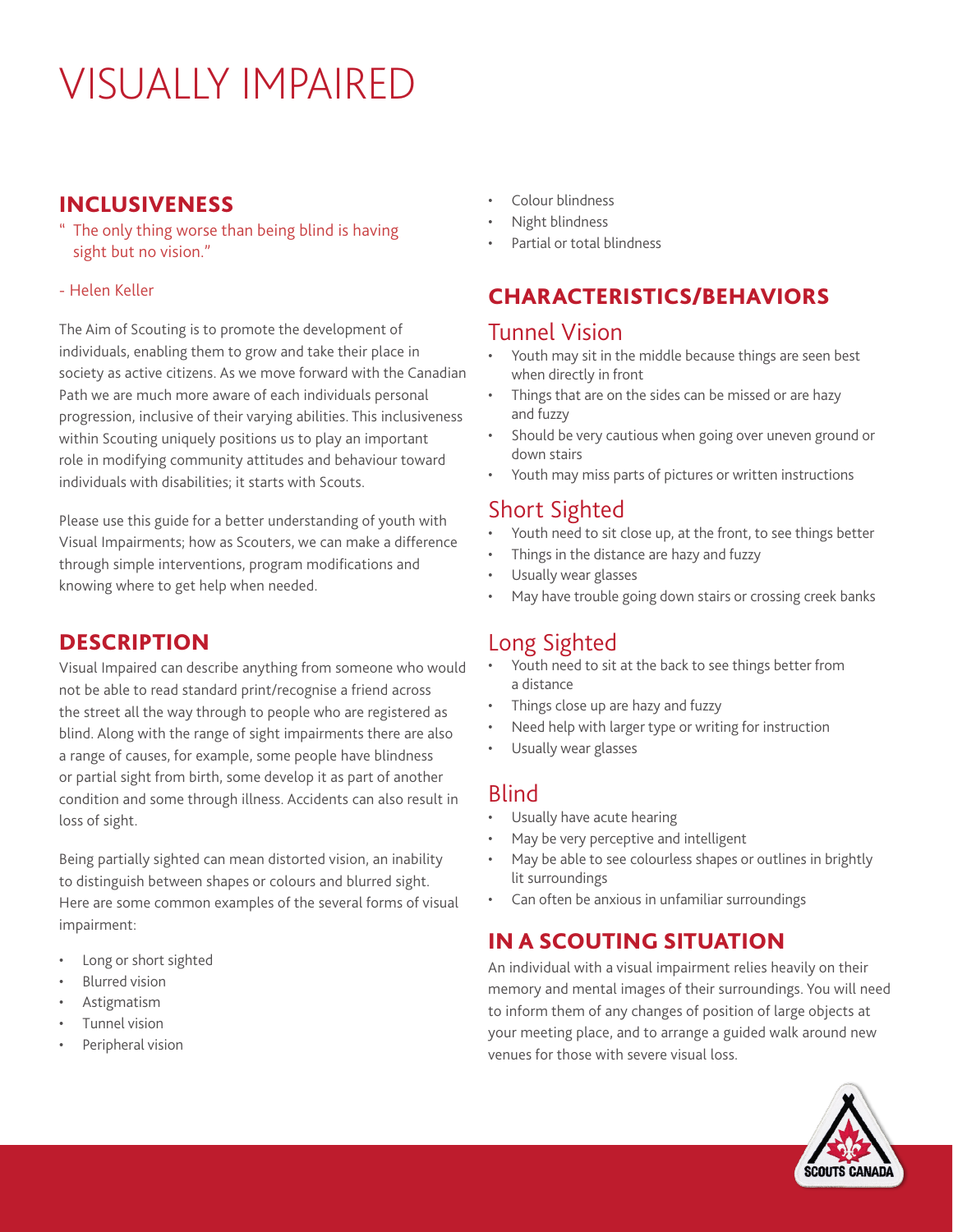# VISUALLY IMPAIRED

## INCLUSIVENESS

" The only thing worse than being blind is having sight but no vision."

- Helen Keller

The Aim of Scouting is to promote the development of individuals, enabling them to grow and take their place in society as active citizens. As we move forward with the Canadian Path we are much more aware of each individuals personal progression, inclusive of their varying abilities. This inclusiveness within Scouting uniquely positions us to play an important role in modifying community attitudes and behaviour toward individuals with disabilities; it starts with Scouts.

Please use this guide for a better understanding of youth with Visual Impairments; how as Scouters, we can make a difference through simple interventions, program modifications and knowing where to get help when needed.

## DESCRIPTION

Visual Impaired can describe anything from someone who would not be able to read standard print/recognise a friend across the street all the way through to people who are registered as blind. Along with the range of sight impairments there are also a range of causes, for example, some people have blindness or partial sight from birth, some develop it as part of another condition and some through illness. Accidents can also result in loss of sight.

Being partially sighted can mean distorted vision, an inability to distinguish between shapes or colours and blurred sight. Here are some common examples of the several forms of visual impairment:

- Long or short sighted
- Blurred vision
- Astigmatism
- Tunnel vision
- Peripheral vision
- Colour blindness
- Night blindness
- Partial or total blindness

## CHARACTERISTICS/BEHAVIORS

### Tunnel Vision

- Youth may sit in the middle because things are seen best when directly in front
- Things that are on the sides can be missed or are hazy and fuzzy
- Should be very cautious when going over uneven ground or down stairs
- Youth may miss parts of pictures or written instructions

### Short Sighted

- Youth need to sit close up, at the front, to see things better
- Things in the distance are hazy and fuzzy
- Usually wear glasses
- May have trouble going down stairs or crossing creek banks

### Long Sighted

- Youth need to sit at the back to see things better from a distance
- Things close up are hazy and fuzzy
- Need help with larger type or writing for instruction
- Usually wear glasses

### Blind

- Usually have acute hearing
- May be very perceptive and intelligent
- May be able to see colourless shapes or outlines in brightly lit surroundings
- Can often be anxious in unfamiliar surroundings

## IN A SCOUTING SITUATION

An individual with a visual impairment relies heavily on their memory and mental images of their surroundings. You will need to inform them of any changes of position of large objects at your meeting place, and to arrange a guided walk around new venues for those with severe visual loss.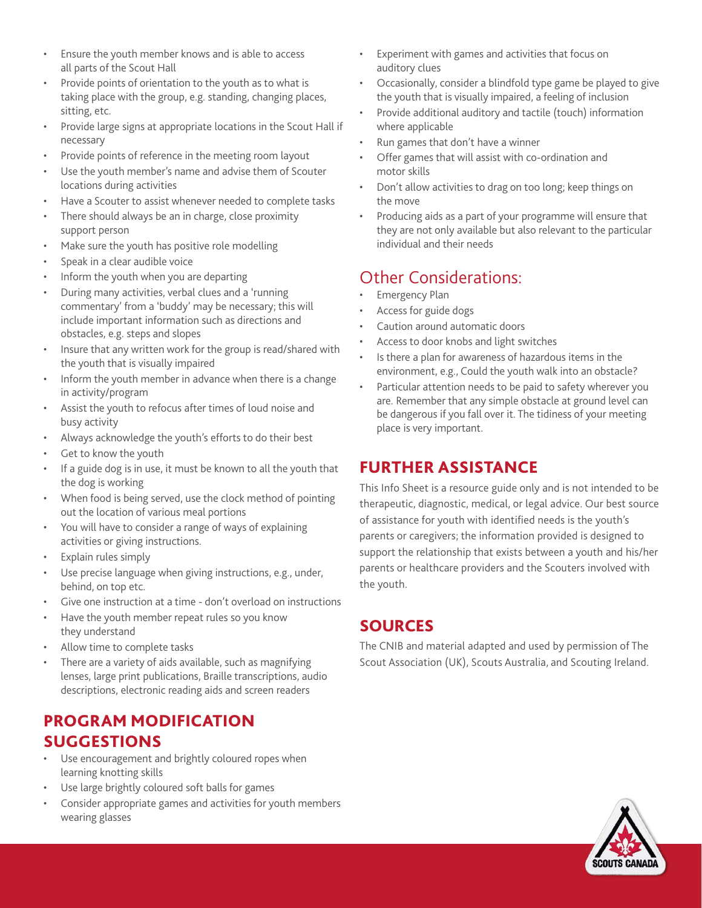- Ensure the youth member knows and is able to access all parts of the Scout Hall
- Provide points of orientation to the youth as to what is taking place with the group, e.g. standing, changing places, sitting, etc.
- Provide large signs at appropriate locations in the Scout Hall if necessary
- Provide points of reference in the meeting room layout
- Use the youth member's name and advise them of Scouter locations during activities
- Have a Scouter to assist whenever needed to complete tasks
- There should always be an in charge, close proximity support person
- Make sure the youth has positive role modelling
- Speak in a clear audible voice
- Inform the youth when you are departing
- During many activities, verbal clues and a 'running commentary' from a 'buddy' may be necessary; this will include important information such as directions and obstacles, e.g. steps and slopes
- Insure that any written work for the group is read/shared with the youth that is visually impaired
- Inform the youth member in advance when there is a change in activity/program
- Assist the youth to refocus after times of loud noise and busy activity
- Always acknowledge the youth's efforts to do their best
- Get to know the youth
- If a guide dog is in use, it must be known to all the youth that the dog is working
- When food is being served, use the clock method of pointing out the location of various meal portions
- You will have to consider a range of ways of explaining activities or giving instructions.
- Explain rules simply
- Use precise language when giving instructions, e.g., under, behind, on top etc.
- Give one instruction at a time - don't overload on instructions
- Have the youth member repeat rules so you know they understand
- Allow time to complete tasks
- There are a variety of aids available, such as magnifying lenses, large print publications, Braille transcriptions, audio descriptions, electronic reading aids and screen readers

## PROGRAM MODIFICATION SUGGESTIONS

- Use encouragement and brightly coloured ropes when learning knotting skills
- Use large brightly coloured soft balls for games
- Consider appropriate games and activities for youth members wearing glasses
- Experiment with games and activities that focus on auditory clues
- Occasionally, consider a blindfold type game be played to give the youth that is visually impaired, a feeling of inclusion
- Provide additional auditory and tactile (touch) information where applicable
- Run games that don't have a winner
- Offer games that will assist with co-ordination and motor skills
- Don't allow activities to drag on too long; keep things on the move
- Producing aids as a part of your programme will ensure that they are not only available but also relevant to the particular individual and their needs

## Other Considerations:

- Emergency Plan
- Access for guide dogs
- Caution around automatic doors
- Access to door knobs and light switches
- Is there a plan for awareness of hazardous items in the environment, e.g., Could the youth walk into an obstacle?
- Particular attention needs to be paid to safety wherever you are. Remember that any simple obstacle at ground level can be dangerous if you fall over it. The tidiness of your meeting place is very important.

## FURTHER ASSISTANCE

This Info Sheet is a resource guide only and is not intended to be therapeutic, diagnostic, medical, or legal advice. Our best source of assistance for youth with identified needs is the youth's parents or caregivers; the information provided is designed to support the relationship that exists between a youth and his/her parents or healthcare providers and the Scouters involved with the youth.

## SOURCES

The CNIB and material adapted and used by permission of The Scout Association (UK), Scouts Australia, and Scouting Ireland.